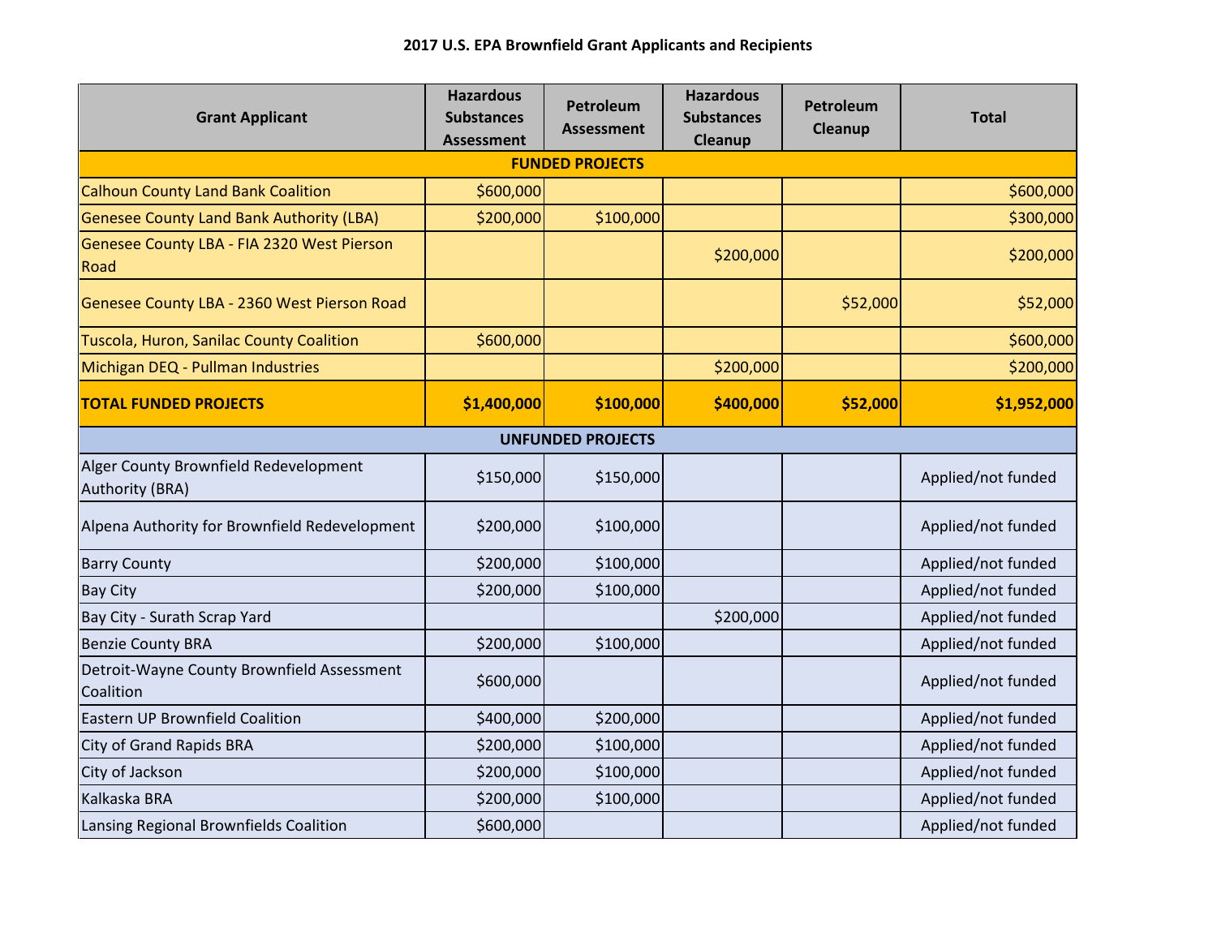## 2017 U.S. EPA Brownfield Grant Applicants and Recipients

| Grant Applicant | Hazardous Substances Assessment | Petroleum Assessment | Hazardous Substances Cleanup | Petroleum Cleanup | Total |
|---|---|---|---|---|---|
| **FUNDED PROJECTS** | | | | | |
| Calhoun County Land Bank Coalition | $600,000 | | | | $600,000 |
| Genesee County Land Bank Authority (LBA) | $200,000 | $100,000 | | | $300,000 |
| Genesee County LBA - FIA 2320 West Pierson Road | | | $200,000 | | $200,000 |
| Genesee County LBA - 2360 West Pierson Road | | | | $52,000 | $52,000 |
| Tuscola, Huron, Sanilac County Coalition | $600,000 | | | | $600,000 |
| Michigan DEQ - Pullman Industries | | | $200,000 | | $200,000 |
| **TOTAL FUNDED PROJECTS** | **$1,400,000** | **$100,000** | **$400,000** | **$52,000** | **$1,952,000** |
| **UNFUNDED PROJECTS** | | | | | |
| Alger County Brownfield Redevelopment Authority (BRA) | $150,000 | $150,000 | | | Applied/not funded |
| Alpena Authority for Brownfield Redevelopment | $200,000 | $100,000 | | | Applied/not funded |
| Barry County | $200,000 | $100,000 | | | Applied/not funded |
| Bay City | $200,000 | $100,000 | | | Applied/not funded |
| Bay City - Surath Scrap Yard | | | $200,000 | | Applied/not funded |
| Benzie County BRA | $200,000 | $100,000 | | | Applied/not funded |
| Detroit-Wayne County Brownfield Assessment Coalition | $600,000 | | | | Applied/not funded |
| Eastern UP Brownfield Coalition | $400,000 | $200,000 | | | Applied/not funded |
| City of Grand Rapids BRA | $200,000 | $100,000 | | | Applied/not funded |
| City of Jackson | $200,000 | $100,000 | | | Applied/not funded |
| Kalkaska BRA | $200,000 | $100,000 | | | Applied/not funded |
| Lansing Regional Brownfields Coalition | $600,000 | | | | Applied/not funded |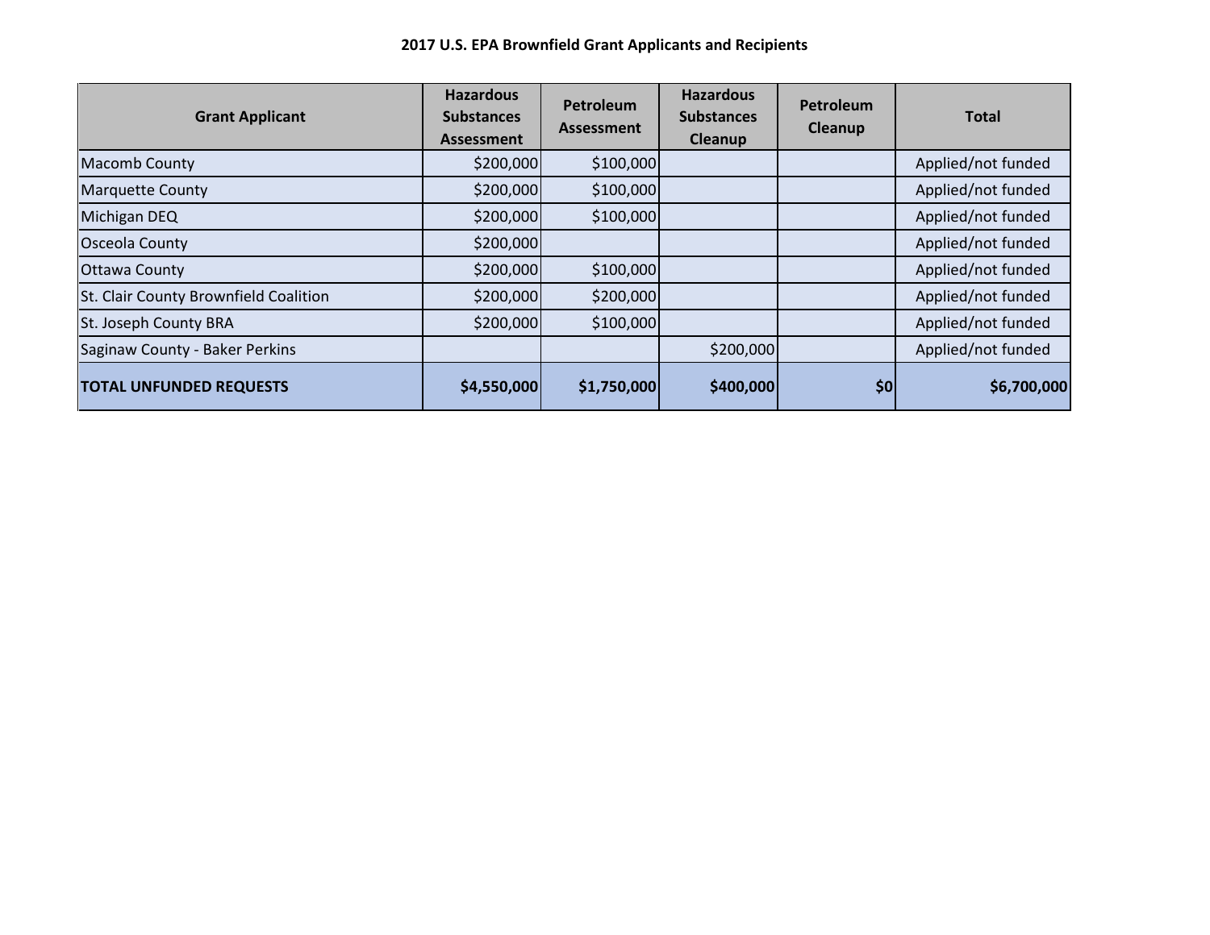**2017 U.S. EPA Brownfield Grant Applicants and Recipients**

| Grant Applicant | Hazardous Substances Assessment | Petroleum Assessment | Hazardous Substances Cleanup | Petroleum Cleanup | Total |
|---|---|---|---|---|---|
| Macomb County | $200,000 | $100,000 | | | Applied/not funded |
| Marquette County | $200,000 | $100,000 | | | Applied/not funded |
| Michigan DEQ | $200,000 | $100,000 | | | Applied/not funded |
| Osceola County | $200,000 | | | | Applied/not funded |
| Ottawa County | $200,000 | $100,000 | | | Applied/not funded |
| St. Clair County Brownfield Coalition | $200,000 | $200,000 | | | Applied/not funded |
| St. Joseph County BRA | $200,000 | $100,000 | | | Applied/not funded |
| Saginaw County - Baker Perkins | | | $200,000 | | Applied/not funded |
| **TOTAL UNFUNDED REQUESTS** | **$4,550,000** | **$1,750,000** | **$400,000** | **$0** | **$6,700,000** |